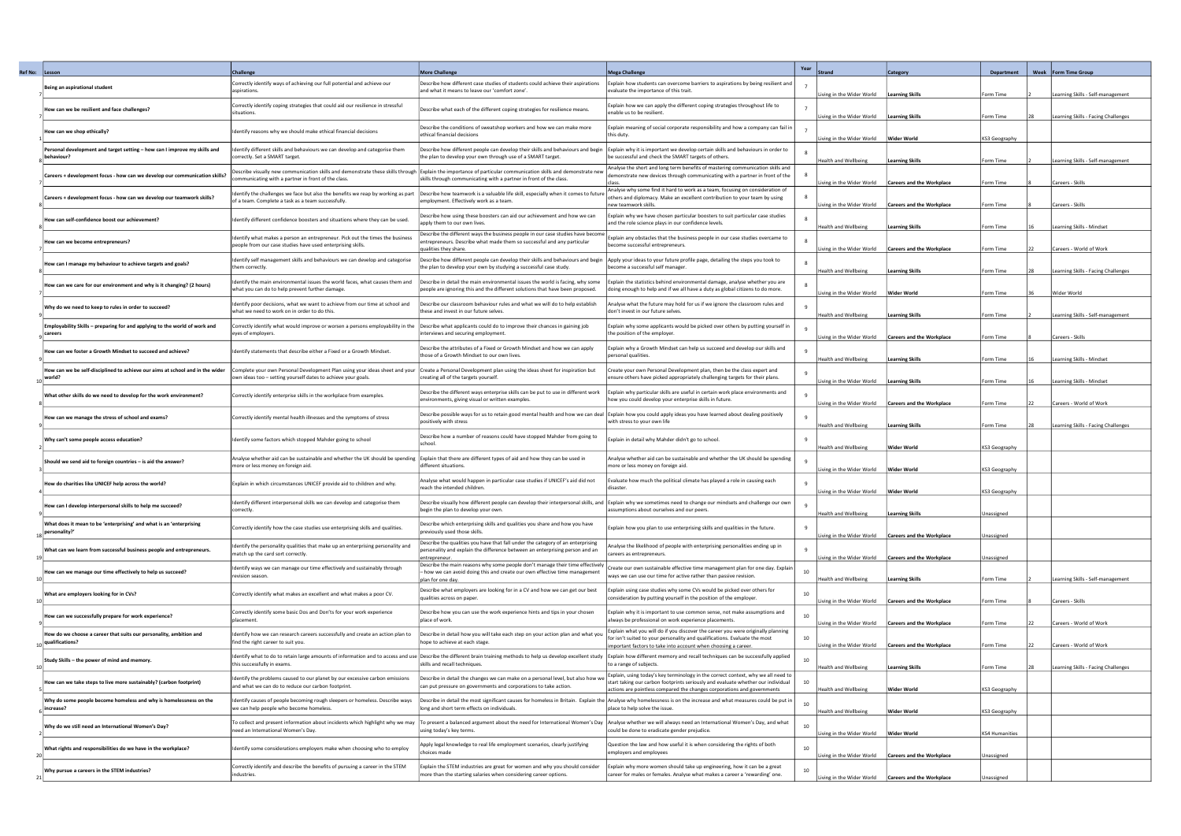| Ref No: | Lesson | Challenge | More Challenge | Mega Challenge | Year | Strand | Category | Department | Week | Form Time Group |
|---|---|---|---|---|---|---|---|---|---|---|
| 7 | Being an aspirational student | Correctly identify ways of achieving our full potential and achieve our aspirations. | Describe how different case studies of students could achieve their aspirations and what it means to leave our 'comfort zone'. | Explain how students can overcome barriers to aspirations by being resilient and evaluate the importance of this trait. | 7 | Living in the Wider World | Learning Skills | Form Time | 2 | Learning Skills - Self-management |
| 7 | How can we be resilient and face challenges? | Correctly identify coping strategies that could aid our resilience in stressful situations. | Describe what each of the different coping strategies for resilience means. | Explain how we can apply the different coping strategies throughout life to enable us to be resilient. | 7 | Living in the Wider World | Learning Skills | Form Time | 28 | Learning Skills - Facing Challenges |
| 7 | How can we shop ethically? | Identify reasons why we should make ethical financial decisions | Describe the conditions of sweatshop workers and how we can make more ethical financial decisions | Explain meaning of social corporate responsibility and how a company can fail in this duty. | 7 | Living in the Wider World | Wider World | KS3 Geography | | |
| 8 | Personal development and target setting – how can I improve my skills and behaviour? | Identify different skills and behaviours we can develop and categorise them correctly. Set a SMART target. | Describe how different people can develop their skills and behaviours and begin the plan to develop your own through use of a SMART target. | Explain why it is important we develop certain skills and behaviours in order to be successful and check the SMART targets of others. | 8 | Health and Wellbeing | Learning Skills | Form Time | 2 | Learning Skills - Self-management |
| 8 | Careers + development focus - how can we develop our communication skills? | Describe visually new communication skills and demonstrate these skills through communicating with a partner in front of the class. | Explain the importance of particular communication skills and demonstrate new skills through communicating with a partner in front of the class. | Analyse the short and long term benefits of mastering communication skills and demonstrate new devices through communicating with a partner in front of the class. | 8 | Living in the Wider World | Careers and the Workplace | Form Time | 8 | Careers - Skills |
| 8 | Careers + development focus - how can we develop our teamwork skills? | Identify the challenges we face but also the benefits we reap by working as part of a team. Complete a task as a team successfully. | Describe how teamwork is a valuable life skill, especially when it comes to future employment. Effectively work as a team. | Analyse why some find it hard to work as a team, focusing on consideration of others and diplomacy. Make an excellent contribution to your team by using new teamwork skills. | 8 | Living in the Wider World | Careers and the Workplace | Form Time | 8 | Careers - Skills |
| 8 | How can self-confidence boost our achievement? | Identify different confidence boosters and situations where they can be used. | Describe how using these boosters can aid our achievement and how we can apply them to our own lives. | Explain why we have chosen particular boosters to suit particular case studies and the role science plays in our confidence levels. | 8 | Health and Wellbeing | Learning Skills | Form Time | 16 | Learning Skills - Mindset |
| 7 | How can we become entrepreneurs? | Identify what makes a person an entrepreneur. Pick out the times the business people from our case studies have used enterprising skills. | Describe the different ways the business people in our case studies have become entrepreneurs. Describe what made them so successful and any particular qualities they share. | Explain any obstacles that the business people in our case studies overcame to become successful entrepreneurs. | 8 | Living in the Wider World | Careers and the Workplace | Form Time | 22 | Careers - World of Work |
| 8 | How can I manage my behaviour to achieve targets and goals? | Identify self management skills and behaviours we can develop and categorise them correctly. | Describe how different people can develop their skills and behaviours and begin the plan to develop your own by studying a successful case study. | Apply your ideas to your future profile page, detailing the steps you took to become a successful self manager. | 8 | Health and Wellbeing | Learning Skills | Form Time | 28 | Learning Skills - Facing Challenges |
| 7 | How can we care for our environment and why is it changing? (2 hours) | Identify the main environmental issues the world faces, what causes them and what you can do to help prevent further damage. | Describe in detail the main environmental issues the world is facing, why some people are ignoring this and the different solutions that have been proposed. | Explain the statistics behind environmental damage, analyse whether you are doing enough to help and if we all have a duty as global citizens to do more. | 8 | Living in the Wider World | Wider World | Form Time | 36 | Wider World |
| 8 | Why do we need to keep to rules in order to succeed? | Identify poor decisions, what we want to achieve from our time at school and what we need to work on in order to do this. | Describe our classroom behaviour rules and what we will do to help establish these and invest in our future selves. | Analyse what the future may hold for us if we ignore the classroom rules and don't invest in our future selves. | 9 | Health and Wellbeing | Learning Skills | Form Time | 2 | Learning Skills - Self-management |
| 9 | Employability Skills – preparing for and applying to the world of work and careers | Correctly identify what would improve or worsen a persons employability in the eyes of employers. | Describe what applicants could do to improve their chances in gaining job interviews and securing employment. | Explain why some applicants would be picked over others by putting yourself in the position of the employer. | 9 | Living in the Wider World | Careers and the Workplace | Form Time | 8 | Careers - Skills |
| 9 | How can we foster a Growth Mindset to succeed and achieve? | Identify statements that describe either a Fixed or a Growth Mindset. | Describe the attributes of a Fixed or Growth Mindset and how we can apply those of a Growth Mindset to our own lives. | Explain why a Growth Mindset can help us succeed and develop our skills and personal qualities. | 9 | Health and Wellbeing | Learning Skills | Form Time | 16 | Learning Skills - Mindset |
| 10 | How can we be self-disciplined to achieve our aims at school and in the wider world? | Complete your own Personal Development Plan using your ideas sheet and your own ideas too – setting yourself dates to achieve your goals. | Create a Personal Development plan using the ideas sheet for inspiration but creating all of the targets yourself. | Create your own Personal Development plan, then be the class expert and ensure others have picked appropriately challenging targets for their plans. | 9 | Living in the Wider World | Learning Skills | Form Time | 16 | Learning Skills - Mindset |
| 8 | What other skills do we need to develop for the work environment? | Correctly identify enterprise skills in the workplace from examples. | Describe the different ways enterprise skills can be put to use in different work environments, giving visual or written examples. | Explain why particular skills are useful in certain work place environments and how you could develop your enterprise skills in future. | 9 | Living in the Wider World | Careers and the Workplace | Form Time | 22 | Careers - World of Work |
| 9 | How can we manage the stress of school and exams? | Correctly identify mental health illnesses and the symptoms of stress | Describe possible ways for us to retain good mental health and how we can deal positively with stress | Explain how you could apply ideas you have learned about dealing positively with stress to your own life | 9 | Health and Wellbeing | Learning Skills | Form Time | 28 | Learning Skills - Facing Challenges |
| 2 | Why can't some people access education? | Identify some factors which stopped Mahder going to school | Describe how a number of reasons could have stopped Mahder from going to school. | Explain in detail why Mahder didn't go to school. | 9 | Health and Wellbeing | Wider World | KS3 Geography | | |
| 3 | Should we send aid to foreign countries – is aid the answer? | Analyse whether aid can be sustainable and whether the UK should be spending more or less money on foreign aid. | Explain that there are different types of aid and how they can be used in different situations. | Analyse whether aid can be sustainable and whether the UK should be spending more or less money on foreign aid. | 9 | Living in the Wider World | Wider World | KS3 Geography | | |
| 4 | How do charities like UNICEF help across the world? | Explain in which circumstances UNICEF provide aid to children and why. | Analyse what would happen in particular case studies if UNICEF's aid did not reach the intended children. | Evaluate how much the political climate has played a role in causing each disaster. | 9 | Living in the Wider World | Wider World | KS3 Geography | | |
| 9 | How can I develop interpersonal skills to help me succeed? | Identify different interpersonal skills we can develop and categorise them correctly. | Describe visually how different people can develop their interpersonal skills, and begin the plan to develop your own. | Explain why we sometimes need to change our mindsets and challenge our own assumptions about ourselves and our peers. | 9 | Health and Wellbeing | Learning Skills | Unassigned | | |
| 18 | What does it mean to be 'enterprising' and what is an 'enterprising personality?' | Correctly identify how the case studies use enterprising skills and qualities. | Describe which enterprising skills and qualities you share and how you have previously used those skills. | Explain how you plan to use enterprising skills and qualities in the future. | 9 | Living in the Wider World | Careers and the Workplace | Unassigned | | |
| 19 | What can we learn from successful business people and entrepreneurs. | Identify the personality qualities that make up an enterprising personality and match up the card sort correctly. | Describe the qualities you have that fall under the category of an enterprising personality and explain the difference between an enterprising person and an entrepreneur. | Analyse the likelihood of people with enterprising personalities ending up in careers as entrepreneurs. | 9 | Living in the Wider World | Careers and the Workplace | Unassigned | | |
| 10 | How can we manage our time effectively to help us succeed? | Identify ways we can manage our time effectively and sustainably through revision season. | Describe the main reasons why some people don't manage their time effectively – how we can avoid doing this and create our own effective time management plan for one day. | Create our own sustainable effective time management plan for one day. Explain ways we can use our time for active rather than passive revision. | 10 | Health and Wellbeing | Learning Skills | Form Time | 2 | Learning Skills - Self-management |
| 10 | What are employers looking for in CVs? | Correctly identify what makes an excellent and what makes a poor CV. | Describe what employers are looking for in a CV and how we can get our best qualities across on paper. | Explain using case studies why some CVs would be picked over others for consideration by putting yourself in the position of the employer. | 10 | Living in the Wider World | Careers and the Workplace | Form Time | 8 | Careers - Skills |
| 9 | How can we successfully prepare for work experience? | Correctly identify some basic Dos and Don'ts for your work experience placement. | Describe how you can use the work experience hints and tips in your chosen place of work. | Explain why it is important to use common sense, not make assumptions and always be professional on work experience placements. | 10 | Living in the Wider World | Careers and the Workplace | Form Time | 22 | Careers - World of Work |
| 10 | How do we choose a career that suits our personality, ambition and qualifications? | Identify how we can research careers successfully and create an action plan to find the right career to suit you. | Describe in detail how you will take each step on your action plan and what you hope to achieve at each stage. | Explain what you will do if you discover the career you were originally planning for isn't suited to your personality and qualifications. Evaluate the most important factors to take into account when choosing a career. | 10 | Living in the Wider World | Careers and the Workplace | Form Time | 22 | Careers - World of Work |
| 10 | Study Skills – the power of mind and memory. | Identify what to do to retain large amounts of information and to access and use this successfully in exams. | Describe the different brain training methods to help us develop excellent study skills and recall techniques. | Explain how different memory and recall techniques can be successfully applied to a range of subjects. | 10 | Health and Wellbeing | Learning Skills | Form Time | 28 | Learning Skills - Facing Challenges |
| 5 | How can we take steps to live more sustainably? (carbon footprint) | Identify the problems caused to our planet by our excessive carbon emissions and what we can do to reduce our carbon footprint. | Describe in detail the changes we can make on a personal level, but also how we can put pressure on governments and corporations to take action. | Explain, using today's key terminology in the correct context, why we all need to start taking our carbon footprints seriously and evaluate whether our individual actions are pointless compared the changes corporations and governments | 10 | Health and Wellbeing | Wider World | KS3 Geography | | |
| 6 | Why do some people become homeless and why is homelessness on the increase? | Identify causes of people becoming rough sleepers or homeless. Describe ways we can help people who become homeless. | Describe in detail the most significant causes for homeless in Britain. Explain the long and short term effects on individuals. | Analyse why homelessness is on the increase and what measures could be put in place to help solve the issue. | 10 | Health and Wellbeing | Wider World | KS3 Geography | | |
| 2 | Why do we still need an International Women's Day? | To collect and present information about incidents which highlight why we may need an International Women's Day. | To present a balanced argument about the need for International Women's Day using today's key terms. | Analyse whether we will always need an International Women's Day, and what could be done to eradicate gender prejudice. | 10 | Living in the Wider World | Wider World | KS4 Humanities | | |
| 20 | What rights and responsibilities do we have in the workplace? | Identify some considerations employers make when choosing who to employ | Apply legal knowledge to real life employment scenarios, clearly justifying choices made | Question the law and how useful it is when considering the rights of both employers and employees | 10 | Living in the Wider World | Careers and the Workplace | Unassigned | | |
| 21 | Why pursue a careers in the STEM industries? | Correctly identify and describe the benefits of pursuing a career in the STEM industries. | Explain the STEM industries are great for women and why you should consider more than the starting salaries when considering career options. | Explain why more women should take up engineering, how it can be a great career for males or females. Analyse what makes a career a 'rewarding' one. | 10 | Living in the Wider World | Careers and the Workplace | Unassigned | | |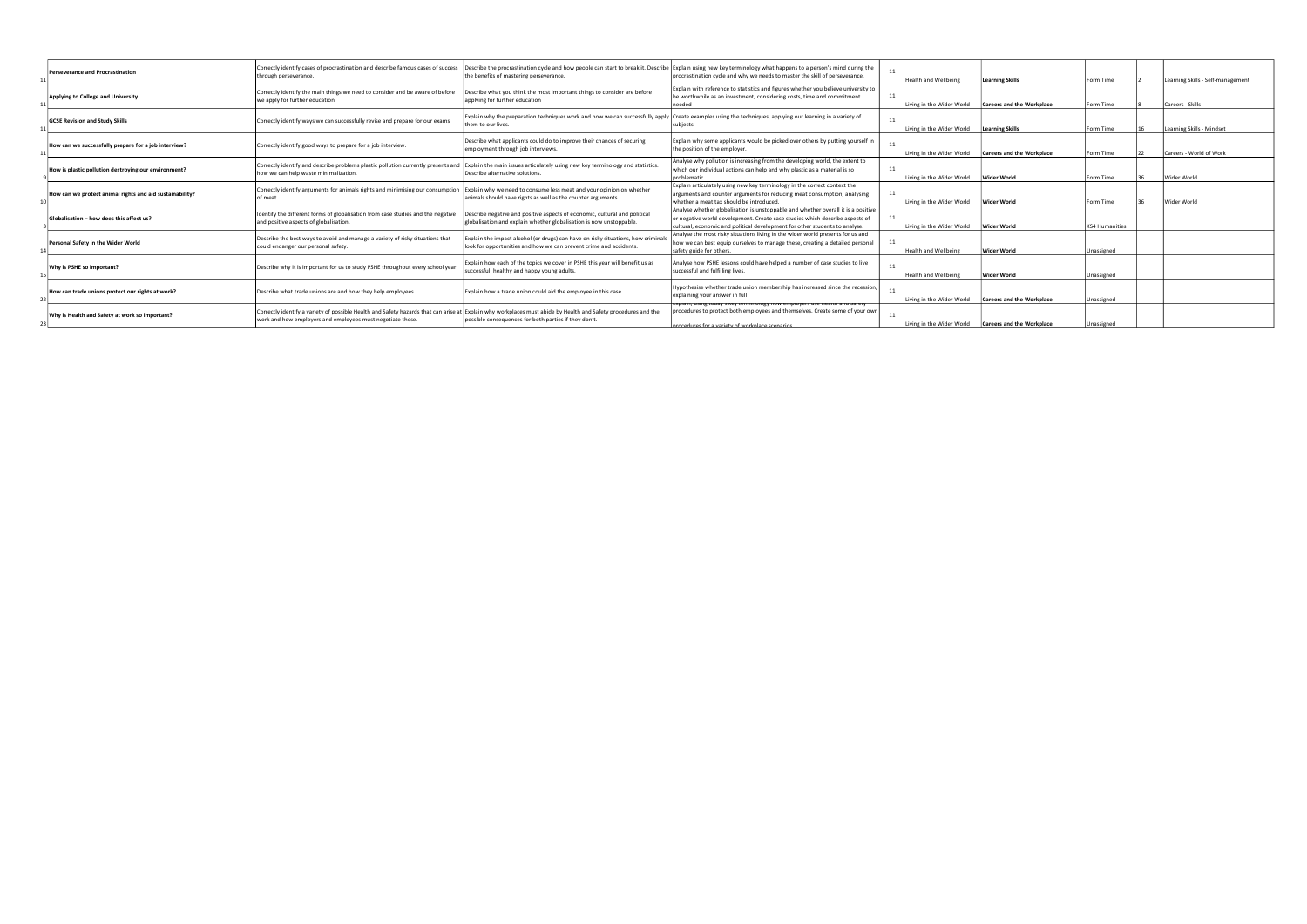| | | | | | | | | | | |
|---|---|---|---|---|---|---|---|---|---|---|
| 11 | **Perseverance and Procrastination** | Correctly identify cases of procrastination and describe famous cases of success through perseverance. | Describe the procrastination cycle and how people can start to break it. Describe the benefits of mastering perseverance. | Explain using new key terminology what happens to a person's mind during the procrastination cycle and why we needs to master the skill of perseverance. | 11 | Health and Wellbeing | **Learning Skills** | Form Time | 2 | Learning Skills - Self-management |
| 11 | **Applying to College and University** | Correctly identify the main things we need to consider and be aware of before we apply for further education | Describe what you think the most important things to consider are before applying for further education | Explain with reference to statistics and figures whether you believe university to be worthwhile as an investment, considering costs, time and commitment needed . | 11 | Living in the Wider World | **Careers and the Workplace** | Form Time | 8 | Careers - Skills |
| 11 | **GCSE Revision and Study Skills** | Correctly identify ways we can successfully revise and prepare for our exams | Explain why the preparation techniques work and how we can successfully apply them to our lives. | Create examples using the techniques, applying our learning in a variety of subjects. | 11 | Living in the Wider World | **Learning Skills** | Form Time | 16 | Learning Skills - Mindset |
| 11 | **How can we successfully prepare for a job interview?** | Correctly identify good ways to prepare for a job interview. | Describe what applicants could do to improve their chances of securing employment through job interviews. | Explain why some applicants would be picked over others by putting yourself in the position of the employer. | 11 | Living in the Wider World | **Careers and the Workplace** | Form Time | 22 | Careers - World of Work |
| 9 | **How is plastic pollution destroying our environment?** | Correctly identify and describe problems plastic pollution currently presents and how we can help waste minimalization. | Explain the main issues articulately using new key terminology and statistics. Describe alternative solutions. | Analyse why pollution is increasing from the developing world, the extent to which our individual actions can help and why plastic as a material is so problematic. | 11 | Living in the Wider World | **Wider World** | Form Time | 36 | Wider World |
| 10 | **How can we protect animal rights and aid sustainability?** | Correctly identify arguments for animals rights and minimising our consumption of meat. | Explain why we need to consume less meat and your opinion on whether animals should have rights as well as the counter arguments. | Explain articulately using new key terminology in the correct context the arguments and counter arguments for reducing meat consumption, analysing whether a meat tax should be introduced. | 11 | Living in the Wider World | **Wider World** | Form Time | 36 | Wider World |
| 3 | **Globalisation – how does this affect us?** | Identify the different forms of globalisation from case studies and the negative and positive aspects of globalisation. | Describe negative and positive aspects of economic, cultural and political globalisation and explain whether globalisation is now unstoppable. | Analyse whether globalisation is unstoppable and whether overall it is a positive or negative world development. Create case studies which describe aspects of cultural, economic and political development for other students to analyse. | 11 | Living in the Wider World | **Wider World** | KS4 Humanities | | |
| 14 | **Personal Safety in the Wider World** | Describe the best ways to avoid and manage a variety of risky situations that could endanger our personal safety. | Explain the impact alcohol (or drugs) can have on risky situations, how criminals look for opportunities and how we can prevent crime and accidents. | Analyse the most risky situations living in the wider world presents for us and how we can best equip ourselves to manage these, creating a detailed personal safety guide for others. | 11 | Health and Wellbeing | **Wider World** | Unassigned | | |
| 15 | **Why is PSHE so important?** | Describe why it is important for us to study PSHE throughout every school year. | Explain how each of the topics we cover in PSHE this year will benefit us as successful, healthy and happy young adults. | Analyse how PSHE lessons could have helped a number of case studies to live successful and fulfilling lives. | 11 | Health and Wellbeing | **Wider World** | Unassigned | | |
| 22 | **How can trade unions protect our rights at work?** | Describe what trade unions are and how they help employees. | Explain how a trade union could aid the employee in this case | Hypothesise whether trade union membership has increased since the recession, explaining your answer in full | 11 | Living in the Wider World | **Careers and the Workplace** | Unassigned | | |
| 23 | **Why is Health and Safety at work so important?** | Correctly identify a variety of possible Health and Safety hazards that can arise at work and how employers and employees must negotiate these. | Explain why workplaces must abide by Health and Safety procedures and the possible consequences for both parties if they don't. | Explain, using today's key terminology how employers use Health and Safety procedures to protect both employees and themselves. Create some of your own procedures for a variety of workplace scenarios . | 11 | Living in the Wider World | **Careers and the Workplace** | Unassigned | | |